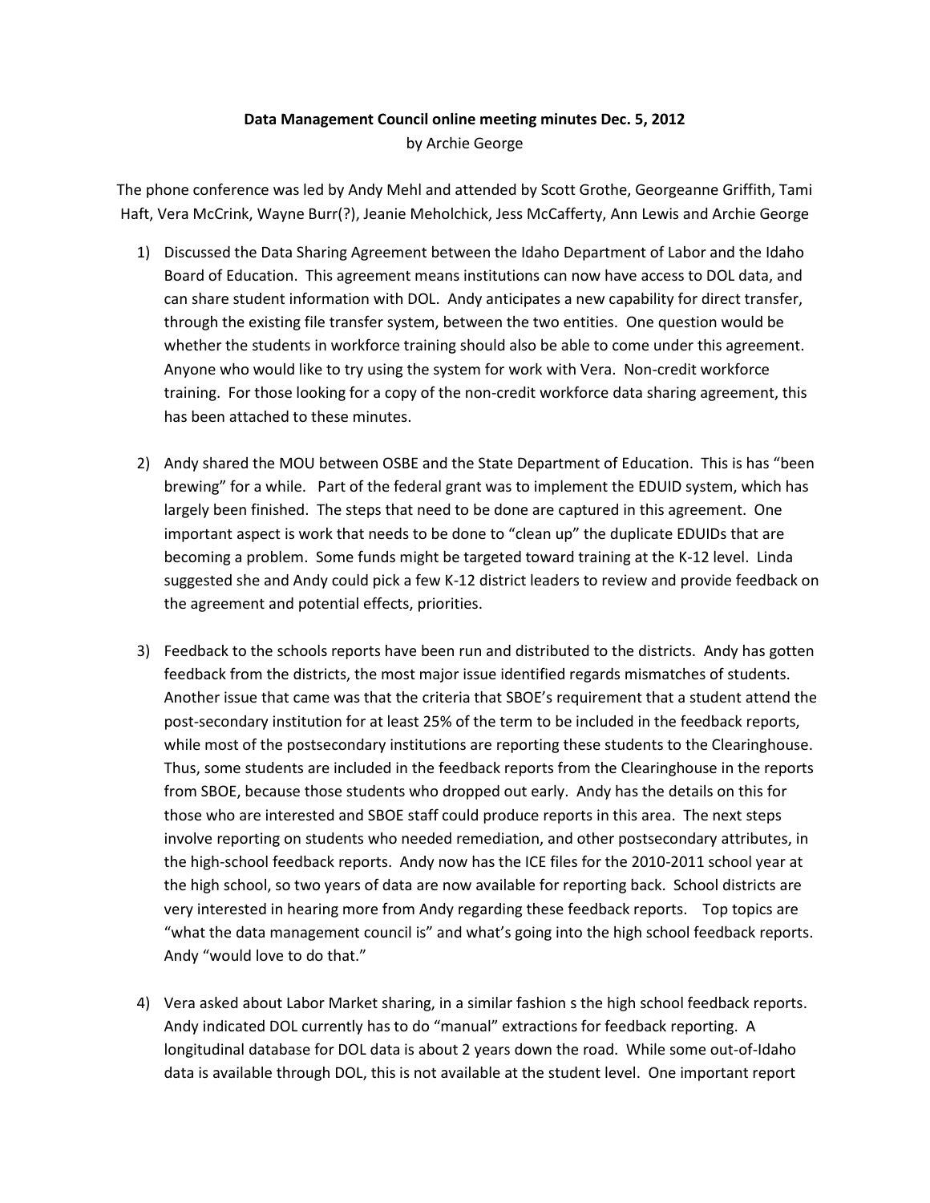**Data Management Council online meeting minutes Dec. 5, 2012**

by Archie George

The phone conference was led by Andy Mehl and attended by Scott Grothe, Georgeanne Griffith, Tami Haft, Vera McCrink, Wayne Burr(?), Jeanie Meholchick, Jess McCafferty, Ann Lewis and Archie George

1) Discussed the Data Sharing Agreement between the Idaho Department of Labor and the Idaho Board of Education. This agreement means institutions can now have access to DOL data, and can share student information with DOL. Andy anticipates a new capability for direct transfer, through the existing file transfer system, between the two entities. One question would be whether the students in workforce training should also be able to come under this agreement. Anyone who would like to try using the system for work with Vera. Non-credit workforce training. For those looking for a copy of the non-credit workforce data sharing agreement, this has been attached to these minutes.

2) Andy shared the MOU between OSBE and the State Department of Education. This is has "been brewing" for a while. Part of the federal grant was to implement the EDUID system, which has largely been finished. The steps that need to be done are captured in this agreement. One important aspect is work that needs to be done to "clean up" the duplicate EDUIDs that are becoming a problem. Some funds might be targeted toward training at the K-12 level. Linda suggested she and Andy could pick a few K-12 district leaders to review and provide feedback on the agreement and potential effects, priorities.

3) Feedback to the schools reports have been run and distributed to the districts. Andy has gotten feedback from the districts, the most major issue identified regards mismatches of students. Another issue that came was that the criteria that SBOE's requirement that a student attend the post-secondary institution for at least 25% of the term to be included in the feedback reports, while most of the postsecondary institutions are reporting these students to the Clearinghouse. Thus, some students are included in the feedback reports from the Clearinghouse in the reports from SBOE, because those students who dropped out early. Andy has the details on this for those who are interested and SBOE staff could produce reports in this area. The next steps involve reporting on students who needed remediation, and other postsecondary attributes, in the high-school feedback reports. Andy now has the ICE files for the 2010-2011 school year at the high school, so two years of data are now available for reporting back. School districts are very interested in hearing more from Andy regarding these feedback reports. Top topics are "what the data management council is" and what's going into the high school feedback reports. Andy "would love to do that."

4) Vera asked about Labor Market sharing, in a similar fashion s the high school feedback reports. Andy indicated DOL currently has to do "manual" extractions for feedback reporting. A longitudinal database for DOL data is about 2 years down the road. While some out-of-Idaho data is available through DOL, this is not available at the student level. One important report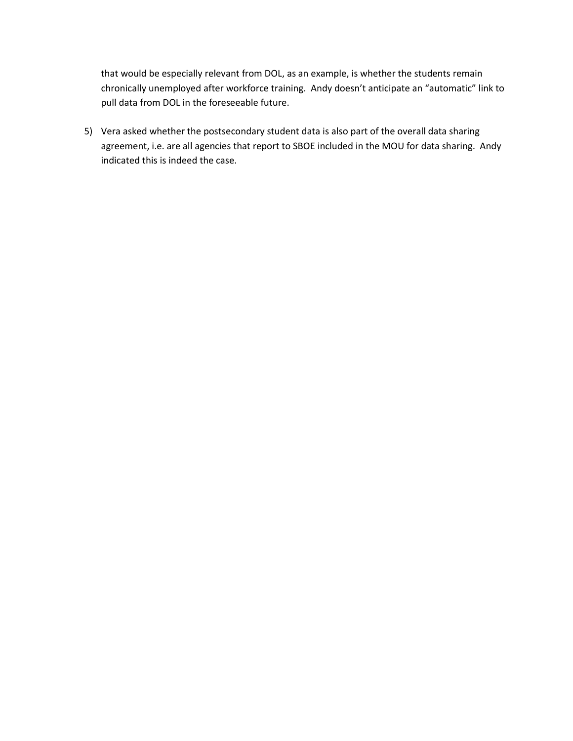that would be especially relevant from DOL, as an example, is whether the students remain chronically unemployed after workforce training. Andy doesn't anticipate an "automatic" link to pull data from DOL in the foreseeable future.

5) Vera asked whether the postsecondary student data is also part of the overall data sharing agreement, i.e. are all agencies that report to SBOE included in the MOU for data sharing. Andy indicated this is indeed the case.